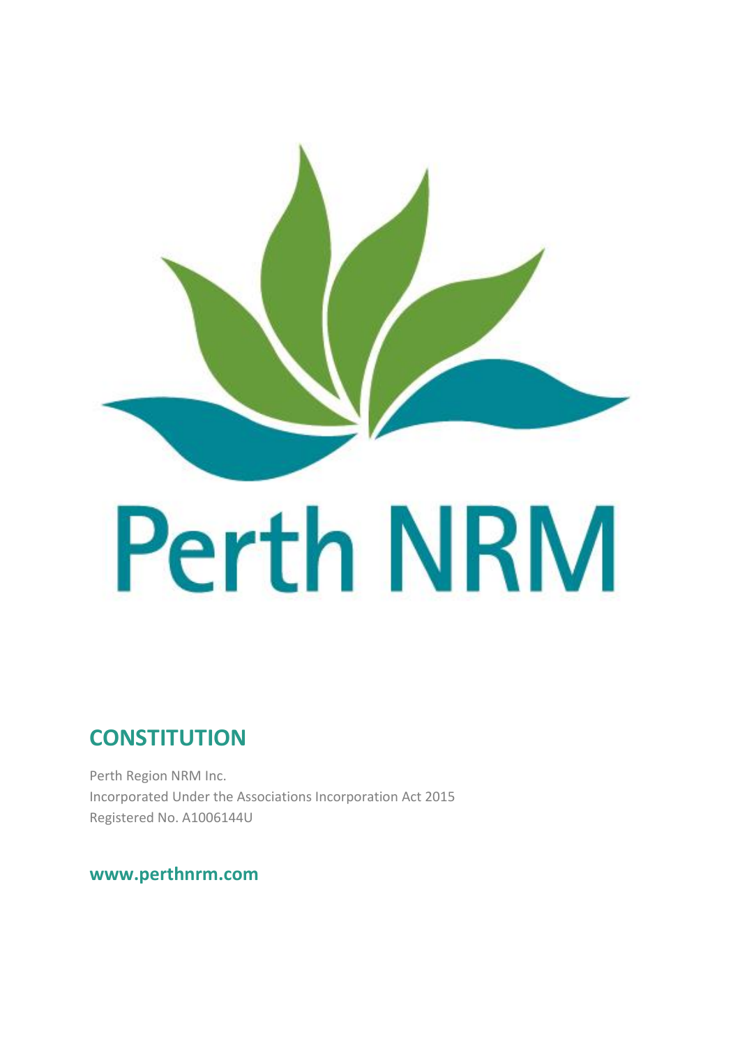# Perth NRM

## CONSTITUTION

Perth Region NRM Inc.
Incorporated Under the Associations Incorporation Act 2015
Registered No. A1006144U

**www.perthnrm.com**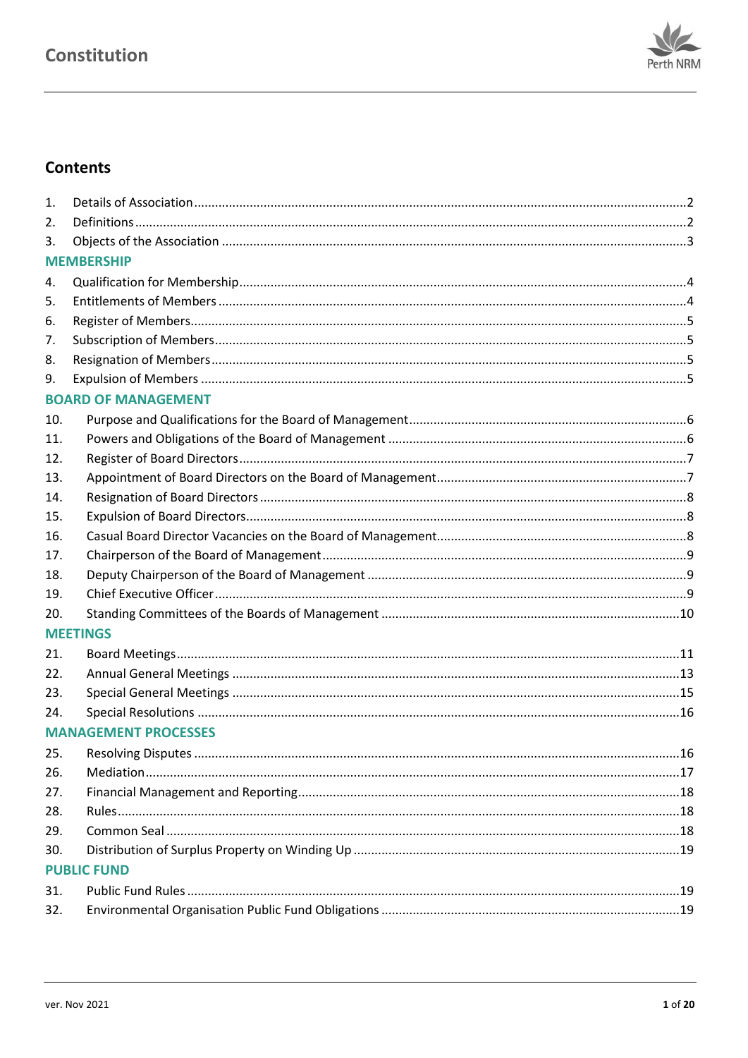## Contents

1. Details of Association ........ 2
2. Definitions ........ 2
3. Objects of the Association ........ 3

**MEMBERSHIP**

4. Qualification for Membership ........ 4
5. Entitlements of Members ........ 4
6. Register of Members ........ 5
7. Subscription of Members ........ 5
8. Resignation of Members ........ 5
9. Expulsion of Members ........ 5

**BOARD OF MANAGEMENT**

10. Purpose and Qualifications for the Board of Management ........ 6
11. Powers and Obligations of the Board of Management ........ 6
12. Register of Board Directors ........ 7
13. Appointment of Board Directors on the Board of Management ........ 7
14. Resignation of Board Directors ........ 8
15. Expulsion of Board Directors ........ 8
16. Casual Board Director Vacancies on the Board of Management ........ 8
17. Chairperson of the Board of Management ........ 9
18. Deputy Chairperson of the Board of Management ........ 9
19. Chief Executive Officer ........ 9
20. Standing Committees of the Boards of Management ........ 10

**MEETINGS**

21. Board Meetings ........ 11
22. Annual General Meetings ........ 13
23. Special General Meetings ........ 15
24. Special Resolutions ........ 16

**MANAGEMENT PROCESSES**

25. Resolving Disputes ........ 16
26. Mediation ........ 17
27. Financial Management and Reporting ........ 18
28. Rules ........ 18
29. Common Seal ........ 18
30. Distribution of Surplus Property on Winding Up ........ 19

**PUBLIC FUND**

31. Public Fund Rules ........ 19
32. Environmental Organisation Public Fund Obligations ........ 19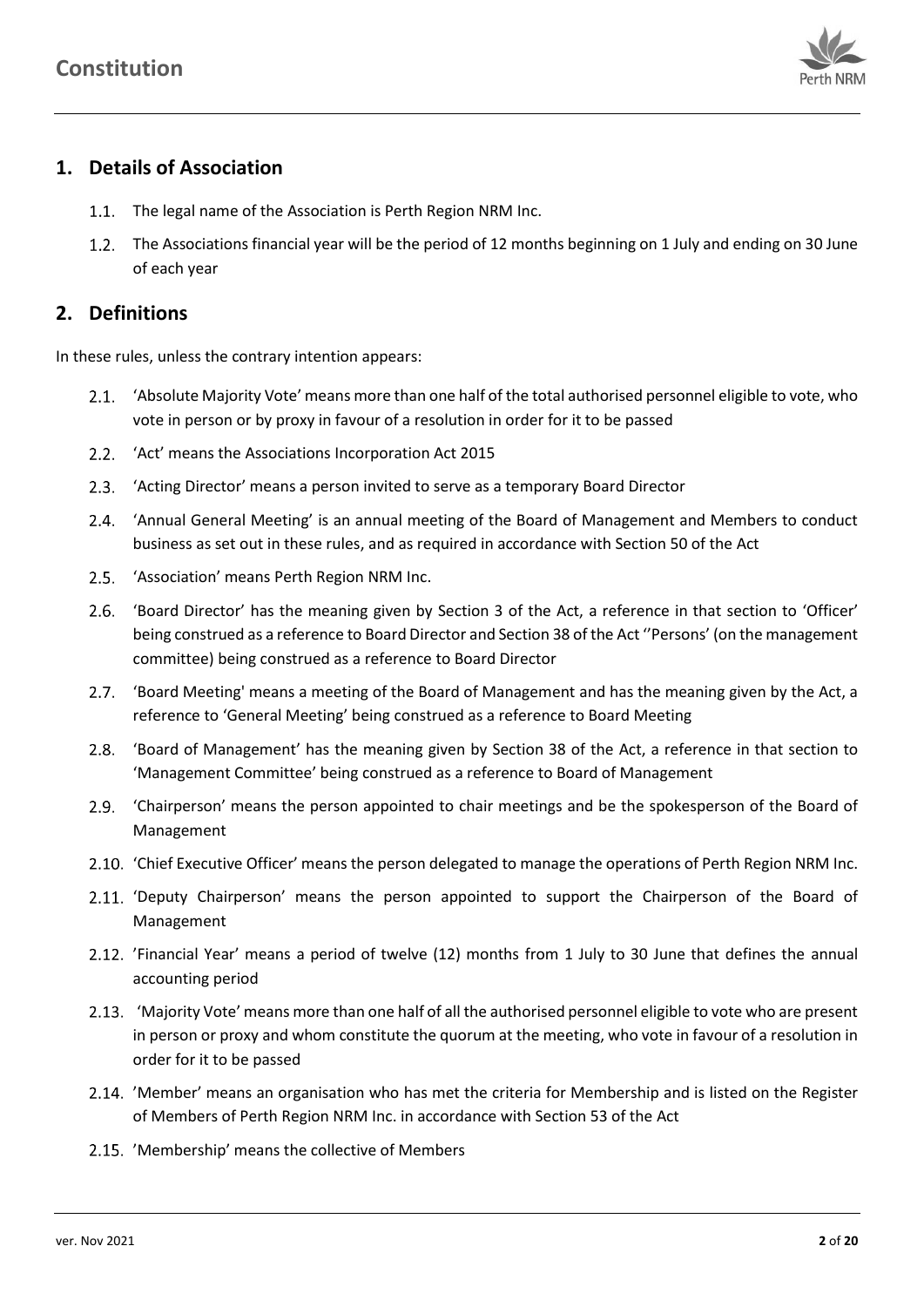## 1. Details of Association

1.1. The legal name of the Association is Perth Region NRM Inc.

1.2. The Associations financial year will be the period of 12 months beginning on 1 July and ending on 30 June of each year

## 2. Definitions

In these rules, unless the contrary intention appears:

2.1. 'Absolute Majority Vote' means more than one half of the total authorised personnel eligible to vote, who vote in person or by proxy in favour of a resolution in order for it to be passed

2.2. 'Act' means the Associations Incorporation Act 2015

2.3. 'Acting Director' means a person invited to serve as a temporary Board Director

2.4. 'Annual General Meeting' is an annual meeting of the Board of Management and Members to conduct business as set out in these rules, and as required in accordance with Section 50 of the Act

2.5. 'Association' means Perth Region NRM Inc.

2.6. 'Board Director' has the meaning given by Section 3 of the Act, a reference in that section to 'Officer' being construed as a reference to Board Director and Section 38 of the Act ''Persons' (on the management committee) being construed as a reference to Board Director

2.7. 'Board Meeting' means a meeting of the Board of Management and has the meaning given by the Act, a reference to 'General Meeting' being construed as a reference to Board Meeting

2.8. 'Board of Management' has the meaning given by Section 38 of the Act, a reference in that section to 'Management Committee' being construed as a reference to Board of Management

2.9. 'Chairperson' means the person appointed to chair meetings and be the spokesperson of the Board of Management

2.10. 'Chief Executive Officer' means the person delegated to manage the operations of Perth Region NRM Inc.

2.11. 'Deputy Chairperson' means the person appointed to support the Chairperson of the Board of Management

2.12. 'Financial Year' means a period of twelve (12) months from 1 July to 30 June that defines the annual accounting period

2.13. 'Majority Vote' means more than one half of all the authorised personnel eligible to vote who are present in person or proxy and whom constitute the quorum at the meeting, who vote in favour of a resolution in order for it to be passed

2.14. 'Member' means an organisation who has met the criteria for Membership and is listed on the Register of Members of Perth Region NRM Inc. in accordance with Section 53 of the Act

2.15. 'Membership' means the collective of Members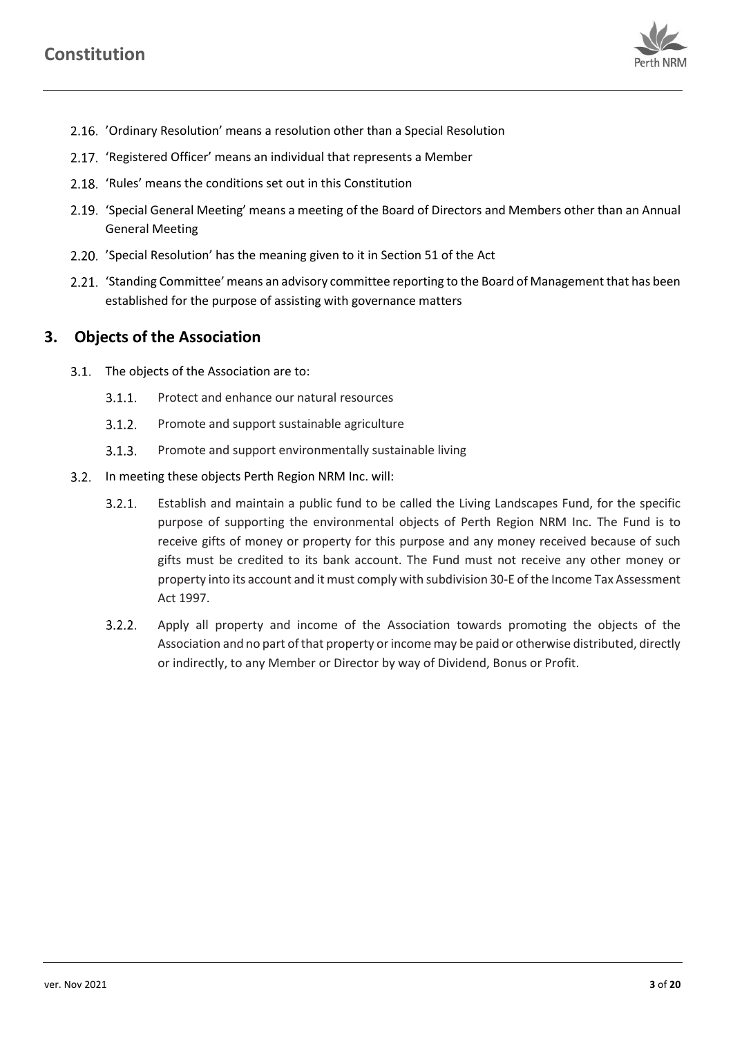2.16. 'Ordinary Resolution' means a resolution other than a Special Resolution

2.17. 'Registered Officer' means an individual that represents a Member

2.18. 'Rules' means the conditions set out in this Constitution

2.19. 'Special General Meeting' means a meeting of the Board of Directors and Members other than an Annual General Meeting

2.20. 'Special Resolution' has the meaning given to it in Section 51 of the Act

2.21. 'Standing Committee' means an advisory committee reporting to the Board of Management that has been established for the purpose of assisting with governance matters

## 3. Objects of the Association

3.1. The objects of the Association are to:

3.1.1. Protect and enhance our natural resources

3.1.2. Promote and support sustainable agriculture

3.1.3. Promote and support environmentally sustainable living

3.2. In meeting these objects Perth Region NRM Inc. will:

3.2.1. Establish and maintain a public fund to be called the Living Landscapes Fund, for the specific purpose of supporting the environmental objects of Perth Region NRM Inc. The Fund is to receive gifts of money or property for this purpose and any money received because of such gifts must be credited to its bank account. The Fund must not receive any other money or property into its account and it must comply with subdivision 30-E of the Income Tax Assessment Act 1997.

3.2.2. Apply all property and income of the Association towards promoting the objects of the Association and no part of that property or income may be paid or otherwise distributed, directly or indirectly, to any Member or Director by way of Dividend, Bonus or Profit.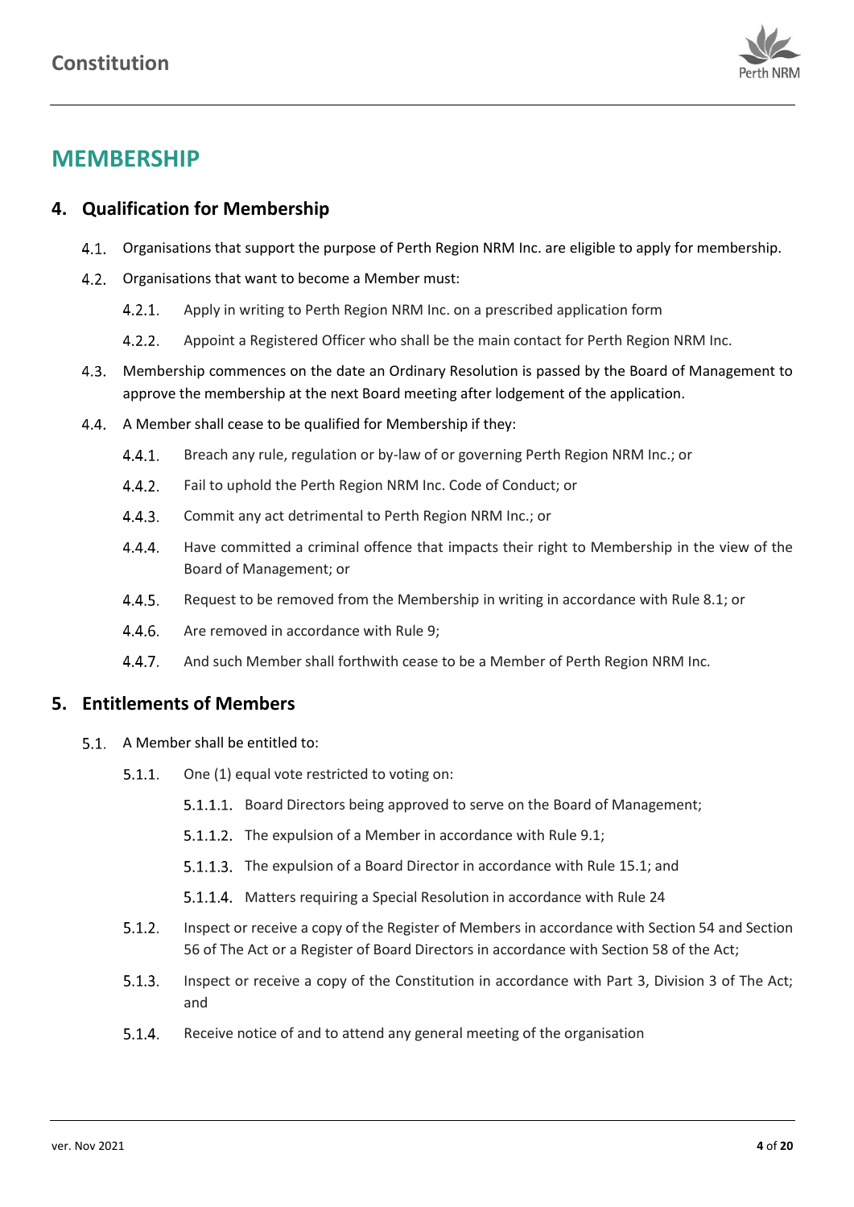## MEMBERSHIP

### 4. Qualification for Membership

4.1. Organisations that support the purpose of Perth Region NRM Inc. are eligible to apply for membership.

4.2. Organisations that want to become a Member must:

- 4.2.1. Apply in writing to Perth Region NRM Inc. on a prescribed application form
- 4.2.2. Appoint a Registered Officer who shall be the main contact for Perth Region NRM Inc.

4.3. Membership commences on the date an Ordinary Resolution is passed by the Board of Management to approve the membership at the next Board meeting after lodgement of the application.

4.4. A Member shall cease to be qualified for Membership if they:

- 4.4.1. Breach any rule, regulation or by-law of or governing Perth Region NRM Inc.; or
- 4.4.2. Fail to uphold the Perth Region NRM Inc. Code of Conduct; or
- 4.4.3. Commit any act detrimental to Perth Region NRM Inc.; or
- 4.4.4. Have committed a criminal offence that impacts their right to Membership in the view of the Board of Management; or
- 4.4.5. Request to be removed from the Membership in writing in accordance with Rule 8.1; or
- 4.4.6. Are removed in accordance with Rule 9;
- 4.4.7. And such Member shall forthwith cease to be a Member of Perth Region NRM Inc.

### 5. Entitlements of Members

5.1. A Member shall be entitled to:

- 5.1.1. One (1) equal vote restricted to voting on:
  - 5.1.1.1. Board Directors being approved to serve on the Board of Management;
  - 5.1.1.2. The expulsion of a Member in accordance with Rule 9.1;
  - 5.1.1.3. The expulsion of a Board Director in accordance with Rule 15.1; and
  - 5.1.1.4. Matters requiring a Special Resolution in accordance with Rule 24
- 5.1.2. Inspect or receive a copy of the Register of Members in accordance with Section 54 and Section 56 of The Act or a Register of Board Directors in accordance with Section 58 of the Act;
- 5.1.3. Inspect or receive a copy of the Constitution in accordance with Part 3, Division 3 of The Act; and
- 5.1.4. Receive notice of and to attend any general meeting of the organisation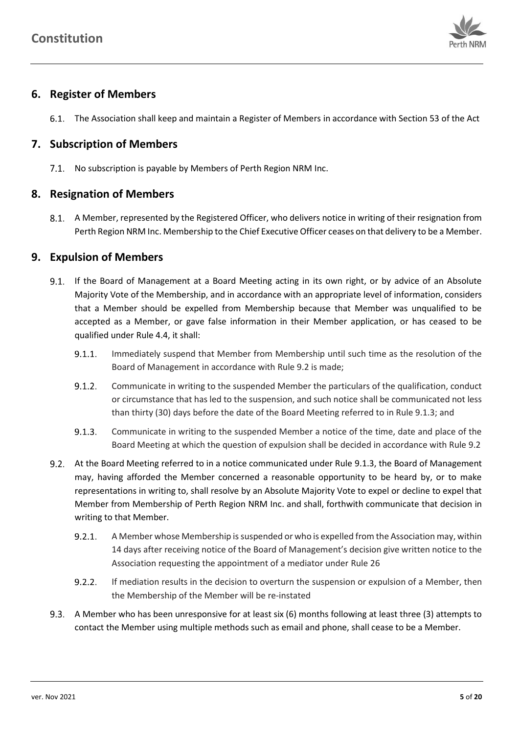## 6. Register of Members

6.1. The Association shall keep and maintain a Register of Members in accordance with Section 53 of the Act

## 7. Subscription of Members

7.1. No subscription is payable by Members of Perth Region NRM Inc.

## 8. Resignation of Members

8.1. A Member, represented by the Registered Officer, who delivers notice in writing of their resignation from Perth Region NRM Inc. Membership to the Chief Executive Officer ceases on that delivery to be a Member.

## 9. Expulsion of Members

9.1. If the Board of Management at a Board Meeting acting in its own right, or by advice of an Absolute Majority Vote of the Membership, and in accordance with an appropriate level of information, considers that a Member should be expelled from Membership because that Member was unqualified to be accepted as a Member, or gave false information in their Member application, or has ceased to be qualified under Rule 4.4, it shall:

9.1.1. Immediately suspend that Member from Membership until such time as the resolution of the Board of Management in accordance with Rule 9.2 is made;

9.1.2. Communicate in writing to the suspended Member the particulars of the qualification, conduct or circumstance that has led to the suspension, and such notice shall be communicated not less than thirty (30) days before the date of the Board Meeting referred to in Rule 9.1.3; and

9.1.3. Communicate in writing to the suspended Member a notice of the time, date and place of the Board Meeting at which the question of expulsion shall be decided in accordance with Rule 9.2

9.2. At the Board Meeting referred to in a notice communicated under Rule 9.1.3, the Board of Management may, having afforded the Member concerned a reasonable opportunity to be heard by, or to make representations in writing to, shall resolve by an Absolute Majority Vote to expel or decline to expel that Member from Membership of Perth Region NRM Inc. and shall, forthwith communicate that decision in writing to that Member.

9.2.1. A Member whose Membership is suspended or who is expelled from the Association may, within 14 days after receiving notice of the Board of Management's decision give written notice to the Association requesting the appointment of a mediator under Rule 26

9.2.2. If mediation results in the decision to overturn the suspension or expulsion of a Member, then the Membership of the Member will be re-instated

9.3. A Member who has been unresponsive for at least six (6) months following at least three (3) attempts to contact the Member using multiple methods such as email and phone, shall cease to be a Member.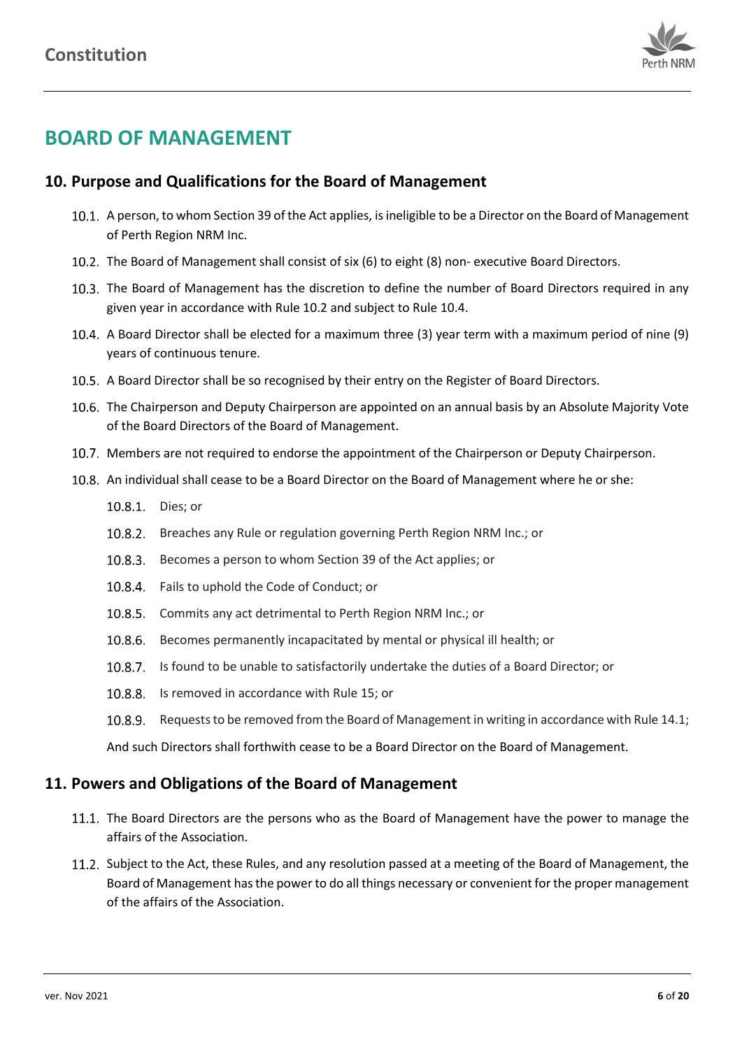# BOARD OF MANAGEMENT

## 10. Purpose and Qualifications for the Board of Management

10.1. A person, to whom Section 39 of the Act applies, is ineligible to be a Director on the Board of Management of Perth Region NRM Inc.

10.2. The Board of Management shall consist of six (6) to eight (8) non- executive Board Directors.

10.3. The Board of Management has the discretion to define the number of Board Directors required in any given year in accordance with Rule 10.2 and subject to Rule 10.4.

10.4. A Board Director shall be elected for a maximum three (3) year term with a maximum period of nine (9) years of continuous tenure.

10.5. A Board Director shall be so recognised by their entry on the Register of Board Directors.

10.6. The Chairperson and Deputy Chairperson are appointed on an annual basis by an Absolute Majority Vote of the Board Directors of the Board of Management.

10.7. Members are not required to endorse the appointment of the Chairperson or Deputy Chairperson.

10.8. An individual shall cease to be a Board Director on the Board of Management where he or she:

- 10.8.1. Dies; or
- 10.8.2. Breaches any Rule or regulation governing Perth Region NRM Inc.; or
- 10.8.3. Becomes a person to whom Section 39 of the Act applies; or
- 10.8.4. Fails to uphold the Code of Conduct; or
- 10.8.5. Commits any act detrimental to Perth Region NRM Inc.; or
- 10.8.6. Becomes permanently incapacitated by mental or physical ill health; or
- 10.8.7. Is found to be unable to satisfactorily undertake the duties of a Board Director; or
- 10.8.8. Is removed in accordance with Rule 15; or
- 10.8.9. Requests to be removed from the Board of Management in writing in accordance with Rule 14.1;

And such Directors shall forthwith cease to be a Board Director on the Board of Management.

## 11. Powers and Obligations of the Board of Management

11.1. The Board Directors are the persons who as the Board of Management have the power to manage the affairs of the Association.

11.2. Subject to the Act, these Rules, and any resolution passed at a meeting of the Board of Management, the Board of Management has the power to do all things necessary or convenient for the proper management of the affairs of the Association.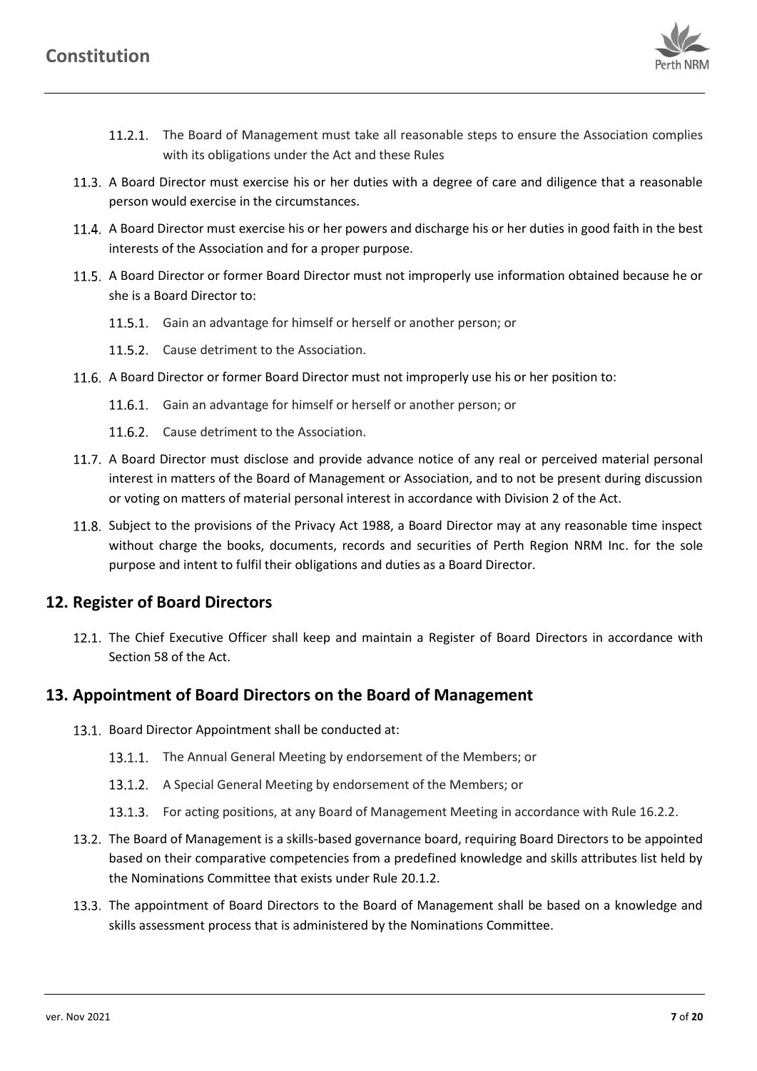11.2.1. The Board of Management must take all reasonable steps to ensure the Association complies with its obligations under the Act and these Rules

11.3. A Board Director must exercise his or her duties with a degree of care and diligence that a reasonable person would exercise in the circumstances.

11.4. A Board Director must exercise his or her powers and discharge his or her duties in good faith in the best interests of the Association and for a proper purpose.

11.5. A Board Director or former Board Director must not improperly use information obtained because he or she is a Board Director to:

11.5.1. Gain an advantage for himself or herself or another person; or

11.5.2. Cause detriment to the Association.

11.6. A Board Director or former Board Director must not improperly use his or her position to:

11.6.1. Gain an advantage for himself or herself or another person; or

11.6.2. Cause detriment to the Association.

11.7. A Board Director must disclose and provide advance notice of any real or perceived material personal interest in matters of the Board of Management or Association, and to not be present during discussion or voting on matters of material personal interest in accordance with Division 2 of the Act.

11.8. Subject to the provisions of the Privacy Act 1988, a Board Director may at any reasonable time inspect without charge the books, documents, records and securities of Perth Region NRM Inc. for the sole purpose and intent to fulfil their obligations and duties as a Board Director.

## 12. Register of Board Directors

12.1. The Chief Executive Officer shall keep and maintain a Register of Board Directors in accordance with Section 58 of the Act.

## 13. Appointment of Board Directors on the Board of Management

13.1. Board Director Appointment shall be conducted at:

13.1.1. The Annual General Meeting by endorsement of the Members; or

13.1.2. A Special General Meeting by endorsement of the Members; or

13.1.3. For acting positions, at any Board of Management Meeting in accordance with Rule 16.2.2.

13.2. The Board of Management is a skills-based governance board, requiring Board Directors to be appointed based on their comparative competencies from a predefined knowledge and skills attributes list held by the Nominations Committee that exists under Rule 20.1.2.

13.3. The appointment of Board Directors to the Board of Management shall be based on a knowledge and skills assessment process that is administered by the Nominations Committee.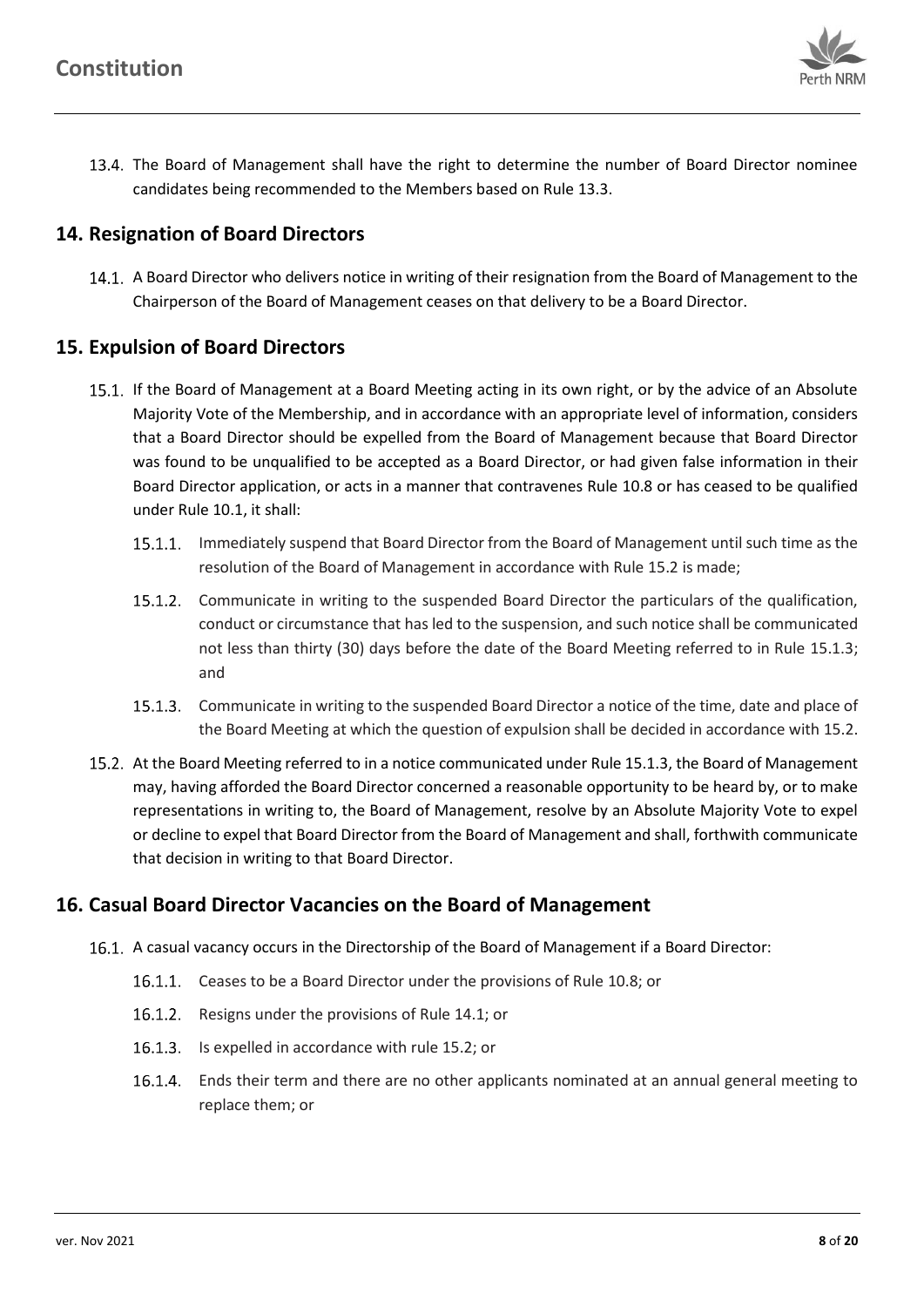13.4. The Board of Management shall have the right to determine the number of Board Director nominee candidates being recommended to the Members based on Rule 13.3.

## 14. Resignation of Board Directors

14.1. A Board Director who delivers notice in writing of their resignation from the Board of Management to the Chairperson of the Board of Management ceases on that delivery to be a Board Director.

## 15. Expulsion of Board Directors

15.1. If the Board of Management at a Board Meeting acting in its own right, or by the advice of an Absolute Majority Vote of the Membership, and in accordance with an appropriate level of information, considers that a Board Director should be expelled from the Board of Management because that Board Director was found to be unqualified to be accepted as a Board Director, or had given false information in their Board Director application, or acts in a manner that contravenes Rule 10.8 or has ceased to be qualified under Rule 10.1, it shall:

15.1.1. Immediately suspend that Board Director from the Board of Management until such time as the resolution of the Board of Management in accordance with Rule 15.2 is made;

15.1.2. Communicate in writing to the suspended Board Director the particulars of the qualification, conduct or circumstance that has led to the suspension, and such notice shall be communicated not less than thirty (30) days before the date of the Board Meeting referred to in Rule 15.1.3; and

15.1.3. Communicate in writing to the suspended Board Director a notice of the time, date and place of the Board Meeting at which the question of expulsion shall be decided in accordance with 15.2.

15.2. At the Board Meeting referred to in a notice communicated under Rule 15.1.3, the Board of Management may, having afforded the Board Director concerned a reasonable opportunity to be heard by, or to make representations in writing to, the Board of Management, resolve by an Absolute Majority Vote to expel or decline to expel that Board Director from the Board of Management and shall, forthwith communicate that decision in writing to that Board Director.

## 16. Casual Board Director Vacancies on the Board of Management

16.1. A casual vacancy occurs in the Directorship of the Board of Management if a Board Director:

16.1.1. Ceases to be a Board Director under the provisions of Rule 10.8; or

16.1.2. Resigns under the provisions of Rule 14.1; or

16.1.3. Is expelled in accordance with rule 15.2; or

16.1.4. Ends their term and there are no other applicants nominated at an annual general meeting to replace them; or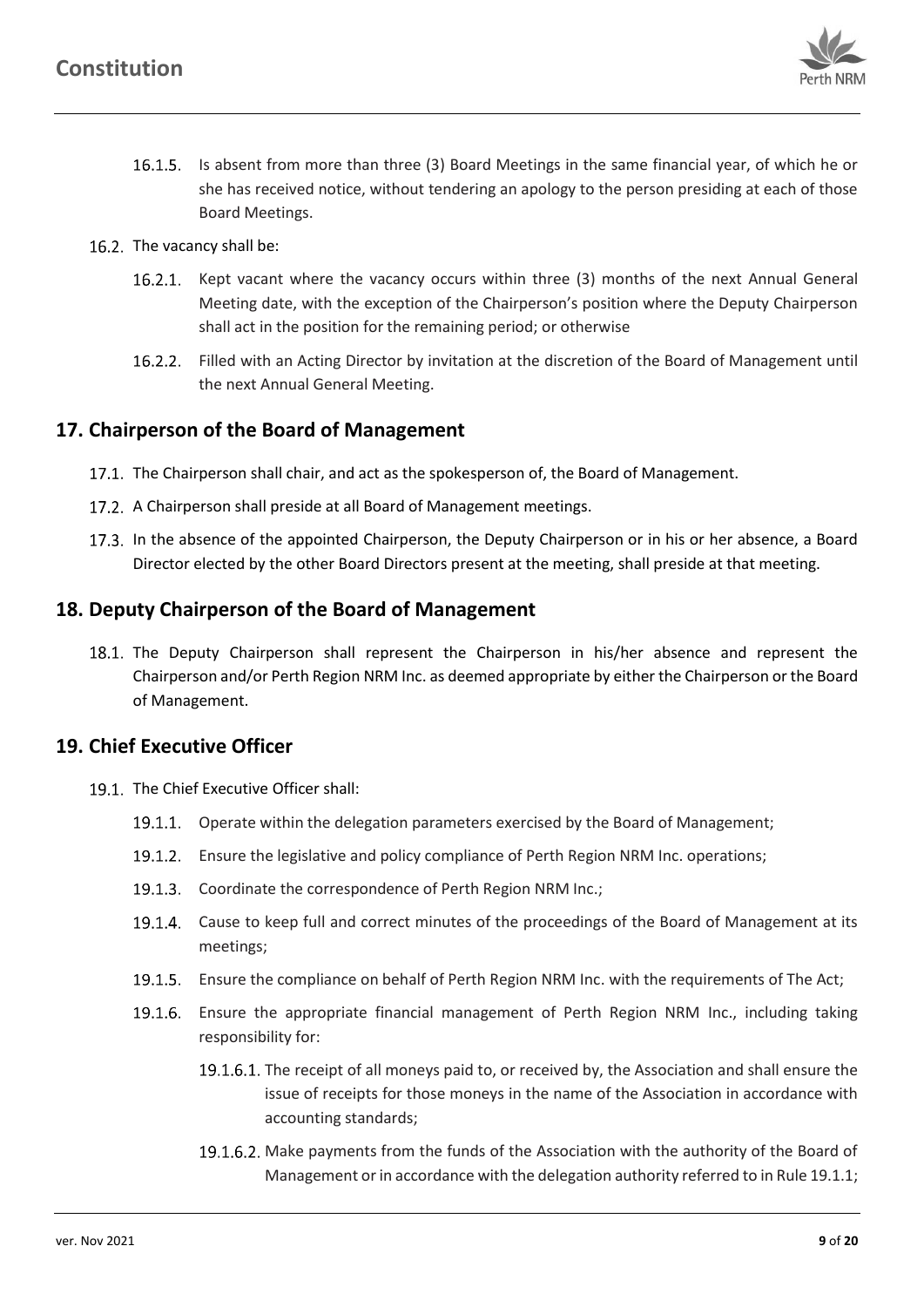16.1.5. Is absent from more than three (3) Board Meetings in the same financial year, of which he or she has received notice, without tendering an apology to the person presiding at each of those Board Meetings.

16.2. The vacancy shall be:

16.2.1. Kept vacant where the vacancy occurs within three (3) months of the next Annual General Meeting date, with the exception of the Chairperson's position where the Deputy Chairperson shall act in the position for the remaining period; or otherwise

16.2.2. Filled with an Acting Director by invitation at the discretion of the Board of Management until the next Annual General Meeting.

## 17. Chairperson of the Board of Management

17.1. The Chairperson shall chair, and act as the spokesperson of, the Board of Management.

17.2. A Chairperson shall preside at all Board of Management meetings.

17.3. In the absence of the appointed Chairperson, the Deputy Chairperson or in his or her absence, a Board Director elected by the other Board Directors present at the meeting, shall preside at that meeting.

## 18. Deputy Chairperson of the Board of Management

18.1. The Deputy Chairperson shall represent the Chairperson in his/her absence and represent the Chairperson and/or Perth Region NRM Inc. as deemed appropriate by either the Chairperson or the Board of Management.

## 19. Chief Executive Officer

19.1. The Chief Executive Officer shall:

19.1.1. Operate within the delegation parameters exercised by the Board of Management;

19.1.2. Ensure the legislative and policy compliance of Perth Region NRM Inc. operations;

19.1.3. Coordinate the correspondence of Perth Region NRM Inc.;

19.1.4. Cause to keep full and correct minutes of the proceedings of the Board of Management at its meetings;

19.1.5. Ensure the compliance on behalf of Perth Region NRM Inc. with the requirements of The Act;

19.1.6. Ensure the appropriate financial management of Perth Region NRM Inc., including taking responsibility for:

19.1.6.1. The receipt of all moneys paid to, or received by, the Association and shall ensure the issue of receipts for those moneys in the name of the Association in accordance with accounting standards;

19.1.6.2. Make payments from the funds of the Association with the authority of the Board of Management or in accordance with the delegation authority referred to in Rule 19.1.1;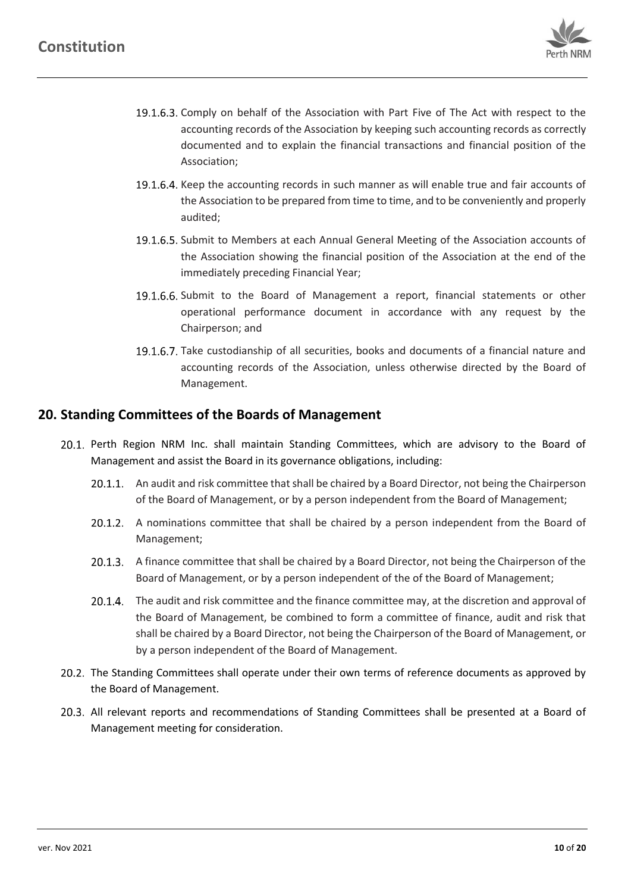19.1.6.3. Comply on behalf of the Association with Part Five of The Act with respect to the accounting records of the Association by keeping such accounting records as correctly documented and to explain the financial transactions and financial position of the Association;

19.1.6.4. Keep the accounting records in such manner as will enable true and fair accounts of the Association to be prepared from time to time, and to be conveniently and properly audited;

19.1.6.5. Submit to Members at each Annual General Meeting of the Association accounts of the Association showing the financial position of the Association at the end of the immediately preceding Financial Year;

19.1.6.6. Submit to the Board of Management a report, financial statements or other operational performance document in accordance with any request by the Chairperson; and

19.1.6.7. Take custodianship of all securities, books and documents of a financial nature and accounting records of the Association, unless otherwise directed by the Board of Management.

## 20. Standing Committees of the Boards of Management

20.1. Perth Region NRM Inc. shall maintain Standing Committees, which are advisory to the Board of Management and assist the Board in its governance obligations, including:

20.1.1. An audit and risk committee that shall be chaired by a Board Director, not being the Chairperson of the Board of Management, or by a person independent from the Board of Management;

20.1.2. A nominations committee that shall be chaired by a person independent from the Board of Management;

20.1.3. A finance committee that shall be chaired by a Board Director, not being the Chairperson of the Board of Management, or by a person independent of the of the Board of Management;

20.1.4. The audit and risk committee and the finance committee may, at the discretion and approval of the Board of Management, be combined to form a committee of finance, audit and risk that shall be chaired by a Board Director, not being the Chairperson of the Board of Management, or by a person independent of the Board of Management.

20.2. The Standing Committees shall operate under their own terms of reference documents as approved by the Board of Management.

20.3. All relevant reports and recommendations of Standing Committees shall be presented at a Board of Management meeting for consideration.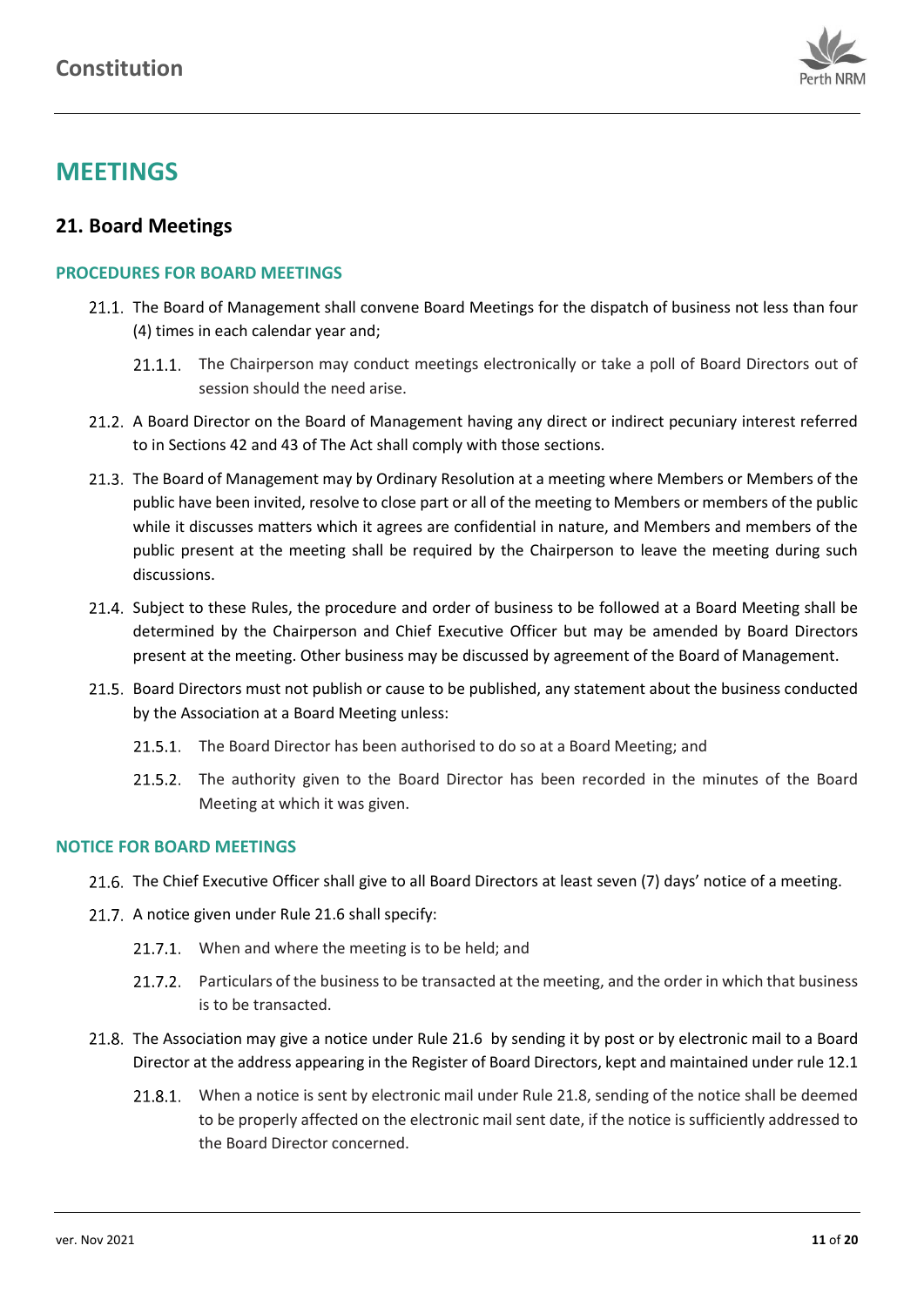# MEETINGS

## 21. Board Meetings

### PROCEDURES FOR BOARD MEETINGS

21.1. The Board of Management shall convene Board Meetings for the dispatch of business not less than four (4) times in each calendar year and;

21.1.1. The Chairperson may conduct meetings electronically or take a poll of Board Directors out of session should the need arise.

21.2. A Board Director on the Board of Management having any direct or indirect pecuniary interest referred to in Sections 42 and 43 of The Act shall comply with those sections.

21.3. The Board of Management may by Ordinary Resolution at a meeting where Members or Members of the public have been invited, resolve to close part or all of the meeting to Members or members of the public while it discusses matters which it agrees are confidential in nature, and Members and members of the public present at the meeting shall be required by the Chairperson to leave the meeting during such discussions.

21.4. Subject to these Rules, the procedure and order of business to be followed at a Board Meeting shall be determined by the Chairperson and Chief Executive Officer but may be amended by Board Directors present at the meeting. Other business may be discussed by agreement of the Board of Management.

21.5. Board Directors must not publish or cause to be published, any statement about the business conducted by the Association at a Board Meeting unless:

21.5.1. The Board Director has been authorised to do so at a Board Meeting; and

21.5.2. The authority given to the Board Director has been recorded in the minutes of the Board Meeting at which it was given.

### NOTICE FOR BOARD MEETINGS

21.6. The Chief Executive Officer shall give to all Board Directors at least seven (7) days' notice of a meeting.

21.7. A notice given under Rule 21.6 shall specify:

21.7.1. When and where the meeting is to be held; and

21.7.2. Particulars of the business to be transacted at the meeting, and the order in which that business is to be transacted.

21.8. The Association may give a notice under Rule 21.6 by sending it by post or by electronic mail to a Board Director at the address appearing in the Register of Board Directors, kept and maintained under rule 12.1

21.8.1. When a notice is sent by electronic mail under Rule 21.8, sending of the notice shall be deemed to be properly affected on the electronic mail sent date, if the notice is sufficiently addressed to the Board Director concerned.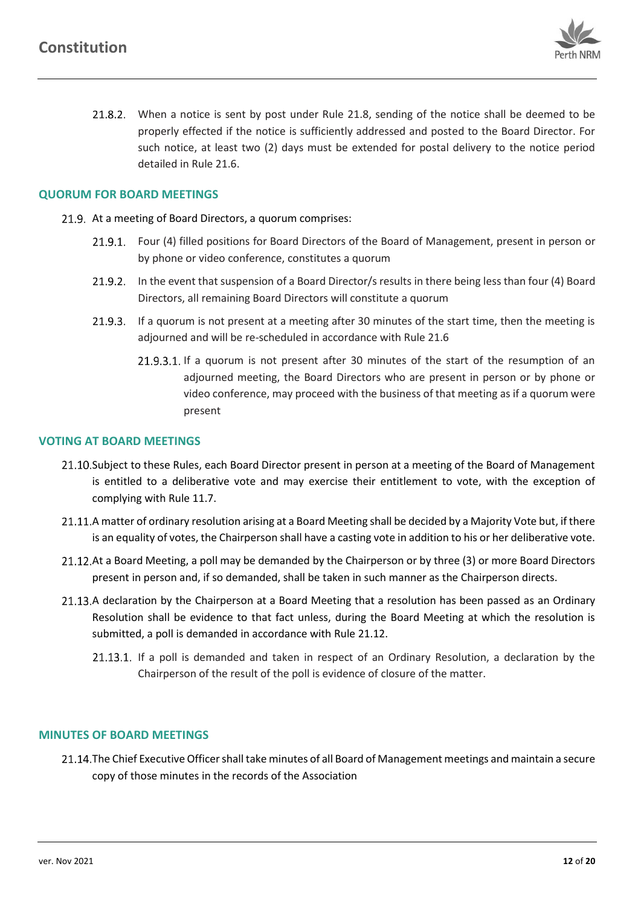21.8.2. When a notice is sent by post under Rule 21.8, sending of the notice shall be deemed to be properly effected if the notice is sufficiently addressed and posted to the Board Director. For such notice, at least two (2) days must be extended for postal delivery to the notice period detailed in Rule 21.6.

### QUORUM FOR BOARD MEETINGS

21.9. At a meeting of Board Directors, a quorum comprises:

21.9.1. Four (4) filled positions for Board Directors of the Board of Management, present in person or by phone or video conference, constitutes a quorum

21.9.2. In the event that suspension of a Board Director/s results in there being less than four (4) Board Directors, all remaining Board Directors will constitute a quorum

21.9.3. If a quorum is not present at a meeting after 30 minutes of the start time, then the meeting is adjourned and will be re-scheduled in accordance with Rule 21.6

21.9.3.1. If a quorum is not present after 30 minutes of the start of the resumption of an adjourned meeting, the Board Directors who are present in person or by phone or video conference, may proceed with the business of that meeting as if a quorum were present

### VOTING AT BOARD MEETINGS

21.10. Subject to these Rules, each Board Director present in person at a meeting of the Board of Management is entitled to a deliberative vote and may exercise their entitlement to vote, with the exception of complying with Rule 11.7.

21.11. A matter of ordinary resolution arising at a Board Meeting shall be decided by a Majority Vote but, if there is an equality of votes, the Chairperson shall have a casting vote in addition to his or her deliberative vote.

21.12. At a Board Meeting, a poll may be demanded by the Chairperson or by three (3) or more Board Directors present in person and, if so demanded, shall be taken in such manner as the Chairperson directs.

21.13. A declaration by the Chairperson at a Board Meeting that a resolution has been passed as an Ordinary Resolution shall be evidence to that fact unless, during the Board Meeting at which the resolution is submitted, a poll is demanded in accordance with Rule 21.12.

21.13.1. If a poll is demanded and taken in respect of an Ordinary Resolution, a declaration by the Chairperson of the result of the poll is evidence of closure of the matter.

### MINUTES OF BOARD MEETINGS

21.14. The Chief Executive Officer shall take minutes of all Board of Management meetings and maintain a secure copy of those minutes in the records of the Association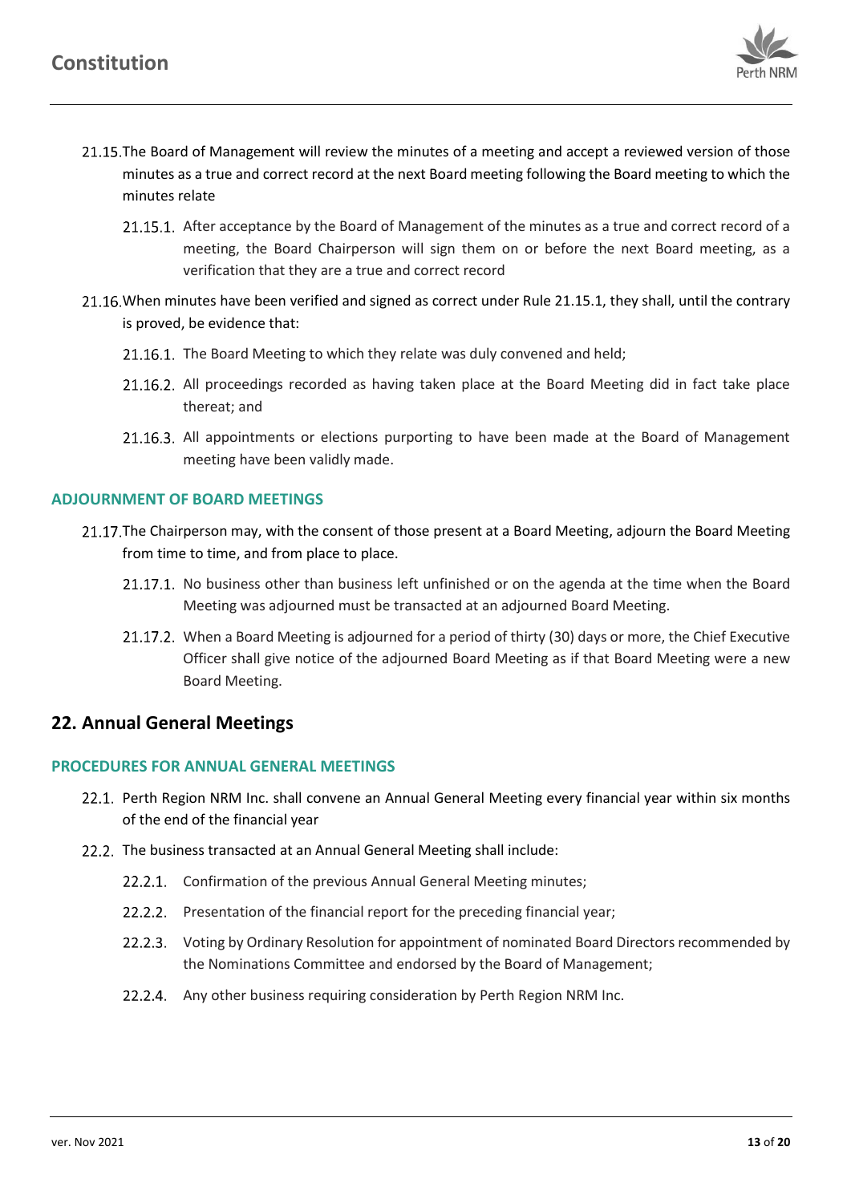21.15. The Board of Management will review the minutes of a meeting and accept a reviewed version of those minutes as a true and correct record at the next Board meeting following the Board meeting to which the minutes relate

   21.15.1. After acceptance by the Board of Management of the minutes as a true and correct record of a meeting, the Board Chairperson will sign them on or before the next Board meeting, as a verification that they are a true and correct record

21.16. When minutes have been verified and signed as correct under Rule 21.15.1, they shall, until the contrary is proved, be evidence that:

   21.16.1. The Board Meeting to which they relate was duly convened and held;

   21.16.2. All proceedings recorded as having taken place at the Board Meeting did in fact take place thereat; and

   21.16.3. All appointments or elections purporting to have been made at the Board of Management meeting have been validly made.

### ADJOURNMENT OF BOARD MEETINGS

21.17. The Chairperson may, with the consent of those present at a Board Meeting, adjourn the Board Meeting from time to time, and from place to place.

   21.17.1. No business other than business left unfinished or on the agenda at the time when the Board Meeting was adjourned must be transacted at an adjourned Board Meeting.

   21.17.2. When a Board Meeting is adjourned for a period of thirty (30) days or more, the Chief Executive Officer shall give notice of the adjourned Board Meeting as if that Board Meeting were a new Board Meeting.

## 22. Annual General Meetings

### PROCEDURES FOR ANNUAL GENERAL MEETINGS

22.1. Perth Region NRM Inc. shall convene an Annual General Meeting every financial year within six months of the end of the financial year

22.2. The business transacted at an Annual General Meeting shall include:

   22.2.1. Confirmation of the previous Annual General Meeting minutes;

   22.2.2. Presentation of the financial report for the preceding financial year;

   22.2.3. Voting by Ordinary Resolution for appointment of nominated Board Directors recommended by the Nominations Committee and endorsed by the Board of Management;

   22.2.4. Any other business requiring consideration by Perth Region NRM Inc.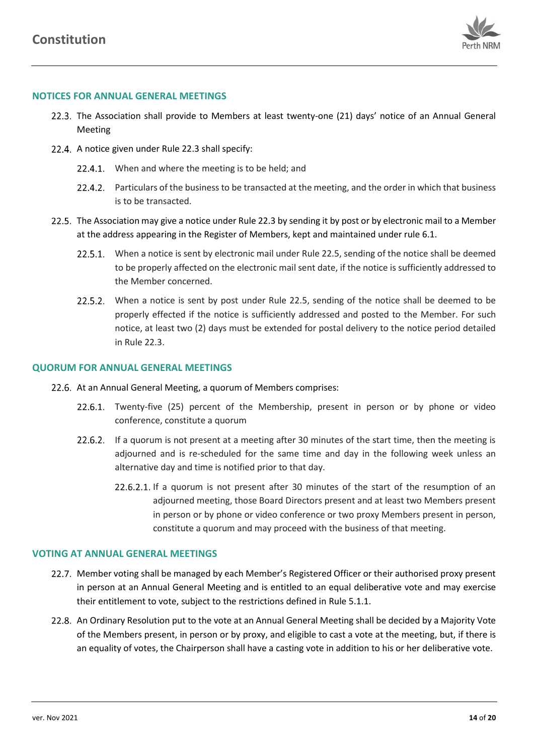### NOTICES FOR ANNUAL GENERAL MEETINGS

22.3. The Association shall provide to Members at least twenty-one (21) days' notice of an Annual General Meeting

22.4. A notice given under Rule 22.3 shall specify:

22.4.1. When and where the meeting is to be held; and

22.4.2. Particulars of the business to be transacted at the meeting, and the order in which that business is to be transacted.

22.5. The Association may give a notice under Rule 22.3 by sending it by post or by electronic mail to a Member at the address appearing in the Register of Members, kept and maintained under rule 6.1.

22.5.1. When a notice is sent by electronic mail under Rule 22.5, sending of the notice shall be deemed to be properly affected on the electronic mail sent date, if the notice is sufficiently addressed to the Member concerned.

22.5.2. When a notice is sent by post under Rule 22.5, sending of the notice shall be deemed to be properly effected if the notice is sufficiently addressed and posted to the Member. For such notice, at least two (2) days must be extended for postal delivery to the notice period detailed in Rule 22.3.

### QUORUM FOR ANNUAL GENERAL MEETINGS

22.6. At an Annual General Meeting, a quorum of Members comprises:

22.6.1. Twenty-five (25) percent of the Membership, present in person or by phone or video conference, constitute a quorum

22.6.2. If a quorum is not present at a meeting after 30 minutes of the start time, then the meeting is adjourned and is re-scheduled for the same time and day in the following week unless an alternative day and time is notified prior to that day.

22.6.2.1. If a quorum is not present after 30 minutes of the start of the resumption of an adjourned meeting, those Board Directors present and at least two Members present in person or by phone or video conference or two proxy Members present in person, constitute a quorum and may proceed with the business of that meeting.

### VOTING AT ANNUAL GENERAL MEETINGS

22.7. Member voting shall be managed by each Member's Registered Officer or their authorised proxy present in person at an Annual General Meeting and is entitled to an equal deliberative vote and may exercise their entitlement to vote, subject to the restrictions defined in Rule 5.1.1.

22.8. An Ordinary Resolution put to the vote at an Annual General Meeting shall be decided by a Majority Vote of the Members present, in person or by proxy, and eligible to cast a vote at the meeting, but, if there is an equality of votes, the Chairperson shall have a casting vote in addition to his or her deliberative vote.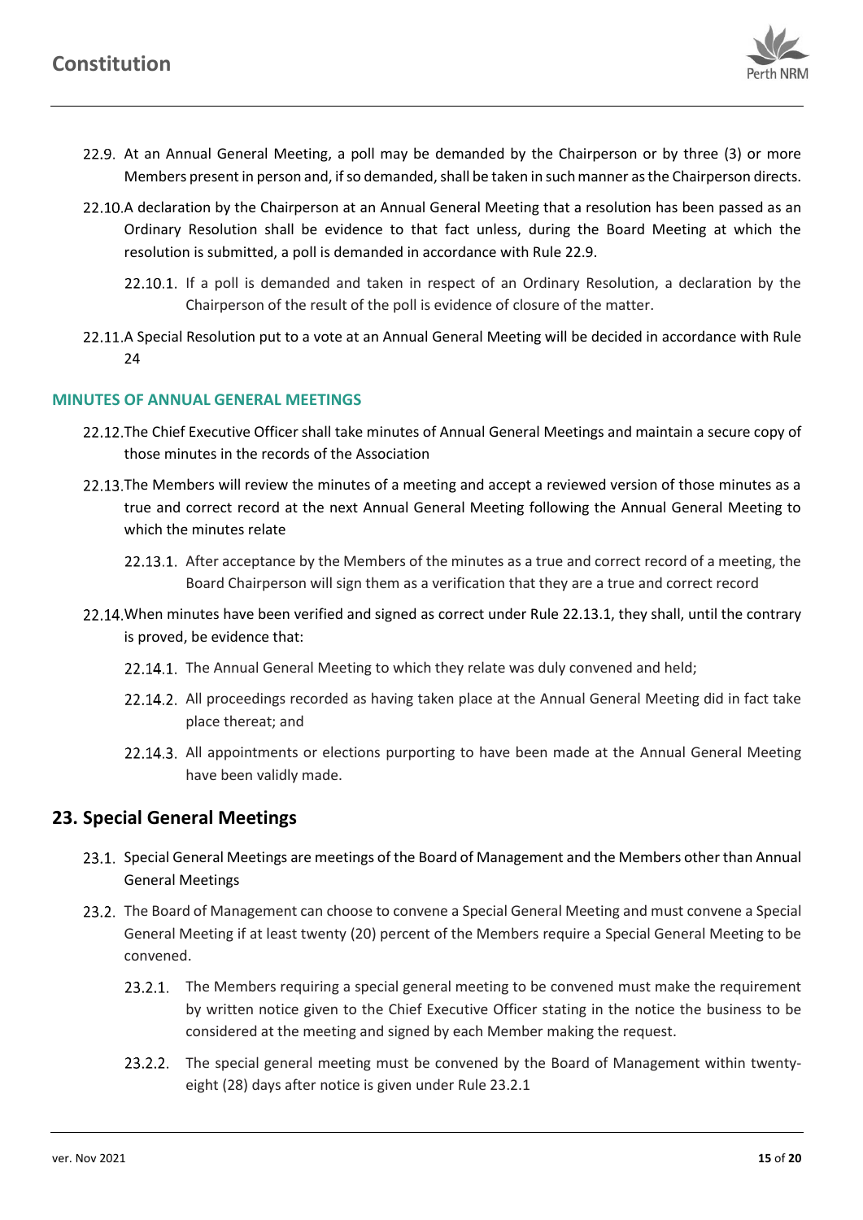22.9. At an Annual General Meeting, a poll may be demanded by the Chairperson or by three (3) or more Members present in person and, if so demanded, shall be taken in such manner as the Chairperson directs.

22.10. A declaration by the Chairperson at an Annual General Meeting that a resolution has been passed as an Ordinary Resolution shall be evidence to that fact unless, during the Board Meeting at which the resolution is submitted, a poll is demanded in accordance with Rule 22.9.

22.10.1. If a poll is demanded and taken in respect of an Ordinary Resolution, a declaration by the Chairperson of the result of the poll is evidence of closure of the matter.

22.11. A Special Resolution put to a vote at an Annual General Meeting will be decided in accordance with Rule 24

#### MINUTES OF ANNUAL GENERAL MEETINGS

22.12. The Chief Executive Officer shall take minutes of Annual General Meetings and maintain a secure copy of those minutes in the records of the Association

22.13. The Members will review the minutes of a meeting and accept a reviewed version of those minutes as a true and correct record at the next Annual General Meeting following the Annual General Meeting to which the minutes relate

22.13.1. After acceptance by the Members of the minutes as a true and correct record of a meeting, the Board Chairperson will sign them as a verification that they are a true and correct record

22.14. When minutes have been verified and signed as correct under Rule 22.13.1, they shall, until the contrary is proved, be evidence that:

22.14.1. The Annual General Meeting to which they relate was duly convened and held;

22.14.2. All proceedings recorded as having taken place at the Annual General Meeting did in fact take place thereat; and

22.14.3. All appointments or elections purporting to have been made at the Annual General Meeting have been validly made.

## 23. Special General Meetings

23.1. Special General Meetings are meetings of the Board of Management and the Members other than Annual General Meetings

23.2. The Board of Management can choose to convene a Special General Meeting and must convene a Special General Meeting if at least twenty (20) percent of the Members require a Special General Meeting to be convened.

23.2.1. The Members requiring a special general meeting to be convened must make the requirement by written notice given to the Chief Executive Officer stating in the notice the business to be considered at the meeting and signed by each Member making the request.

23.2.2. The special general meeting must be convened by the Board of Management within twenty-eight (28) days after notice is given under Rule 23.2.1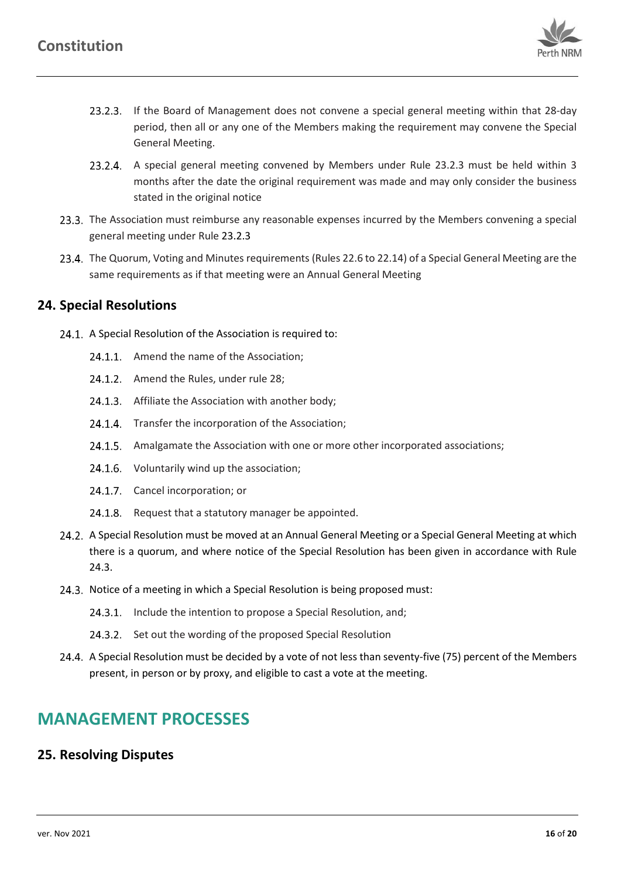23.2.3. If the Board of Management does not convene a special general meeting within that 28-day period, then all or any one of the Members making the requirement may convene the Special General Meeting.

23.2.4. A special general meeting convened by Members under Rule 23.2.3 must be held within 3 months after the date the original requirement was made and may only consider the business stated in the original notice

23.3. The Association must reimburse any reasonable expenses incurred by the Members convening a special general meeting under Rule 23.2.3

23.4. The Quorum, Voting and Minutes requirements (Rules 22.6 to 22.14) of a Special General Meeting are the same requirements as if that meeting were an Annual General Meeting

## 24. Special Resolutions

24.1. A Special Resolution of the Association is required to:

24.1.1. Amend the name of the Association;

24.1.2. Amend the Rules, under rule 28;

24.1.3. Affiliate the Association with another body;

24.1.4. Transfer the incorporation of the Association;

24.1.5. Amalgamate the Association with one or more other incorporated associations;

24.1.6. Voluntarily wind up the association;

24.1.7. Cancel incorporation; or

24.1.8. Request that a statutory manager be appointed.

24.2. A Special Resolution must be moved at an Annual General Meeting or a Special General Meeting at which there is a quorum, and where notice of the Special Resolution has been given in accordance with Rule 24.3.

24.3. Notice of a meeting in which a Special Resolution is being proposed must:

24.3.1. Include the intention to propose a Special Resolution, and;

24.3.2. Set out the wording of the proposed Special Resolution

24.4. A Special Resolution must be decided by a vote of not less than seventy-five (75) percent of the Members present, in person or by proxy, and eligible to cast a vote at the meeting.

# MANAGEMENT PROCESSES

## 25. Resolving Disputes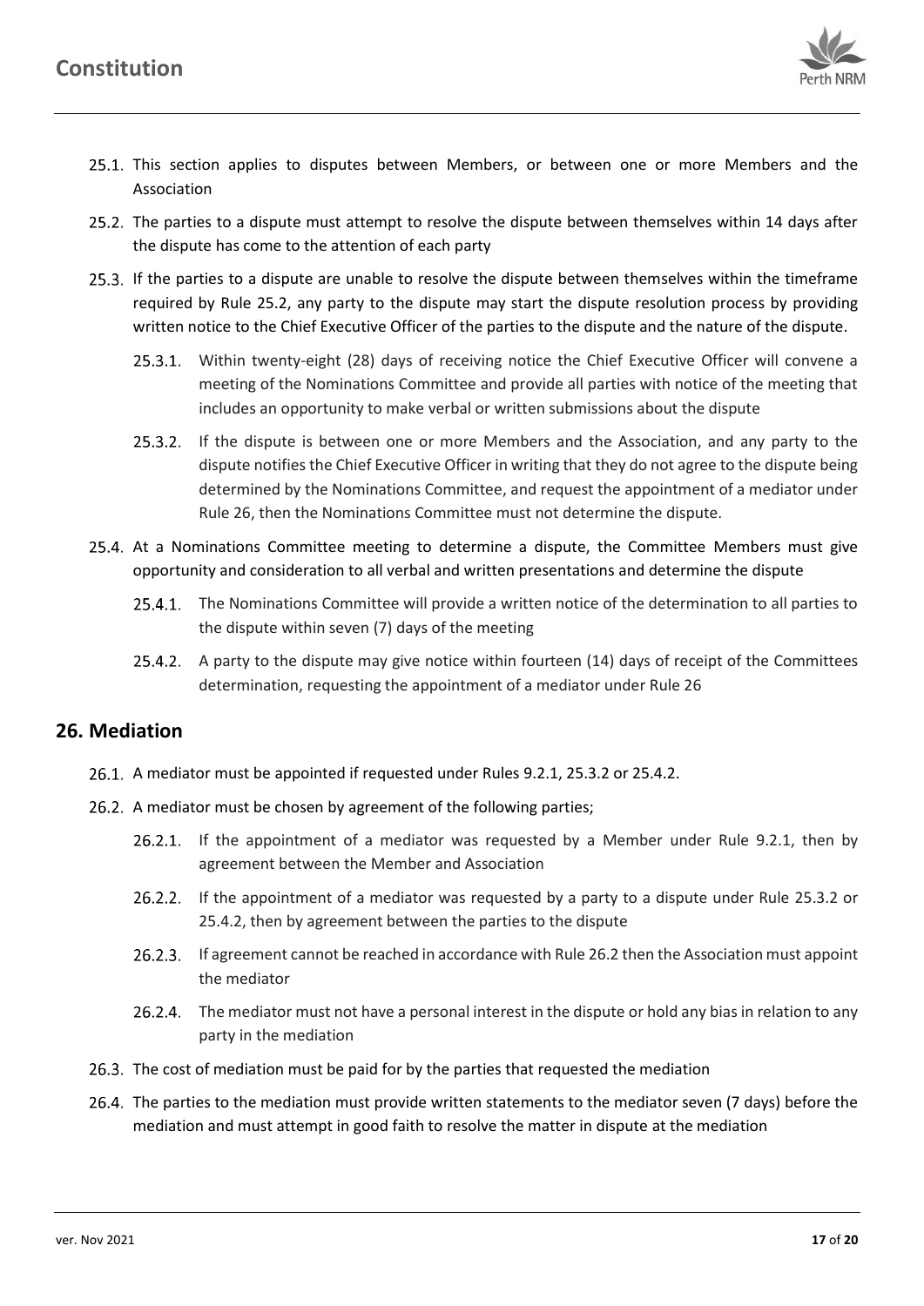25.1. This section applies to disputes between Members, or between one or more Members and the Association

25.2. The parties to a dispute must attempt to resolve the dispute between themselves within 14 days after the dispute has come to the attention of each party

25.3. If the parties to a dispute are unable to resolve the dispute between themselves within the timeframe required by Rule 25.2, any party to the dispute may start the dispute resolution process by providing written notice to the Chief Executive Officer of the parties to the dispute and the nature of the dispute.

  25.3.1. Within twenty-eight (28) days of receiving notice the Chief Executive Officer will convene a meeting of the Nominations Committee and provide all parties with notice of the meeting that includes an opportunity to make verbal or written submissions about the dispute

  25.3.2. If the dispute is between one or more Members and the Association, and any party to the dispute notifies the Chief Executive Officer in writing that they do not agree to the dispute being determined by the Nominations Committee, and request the appointment of a mediator under Rule 26, then the Nominations Committee must not determine the dispute.

25.4. At a Nominations Committee meeting to determine a dispute, the Committee Members must give opportunity and consideration to all verbal and written presentations and determine the dispute

  25.4.1. The Nominations Committee will provide a written notice of the determination to all parties to the dispute within seven (7) days of the meeting

  25.4.2. A party to the dispute may give notice within fourteen (14) days of receipt of the Committees determination, requesting the appointment of a mediator under Rule 26

## 26. Mediation

26.1. A mediator must be appointed if requested under Rules 9.2.1, 25.3.2 or 25.4.2.

26.2. A mediator must be chosen by agreement of the following parties;

  26.2.1. If the appointment of a mediator was requested by a Member under Rule 9.2.1, then by agreement between the Member and Association

  26.2.2. If the appointment of a mediator was requested by a party to a dispute under Rule 25.3.2 or 25.4.2, then by agreement between the parties to the dispute

  26.2.3. If agreement cannot be reached in accordance with Rule 26.2 then the Association must appoint the mediator

  26.2.4. The mediator must not have a personal interest in the dispute or hold any bias in relation to any party in the mediation

26.3. The cost of mediation must be paid for by the parties that requested the mediation

26.4. The parties to the mediation must provide written statements to the mediator seven (7 days) before the mediation and must attempt in good faith to resolve the matter in dispute at the mediation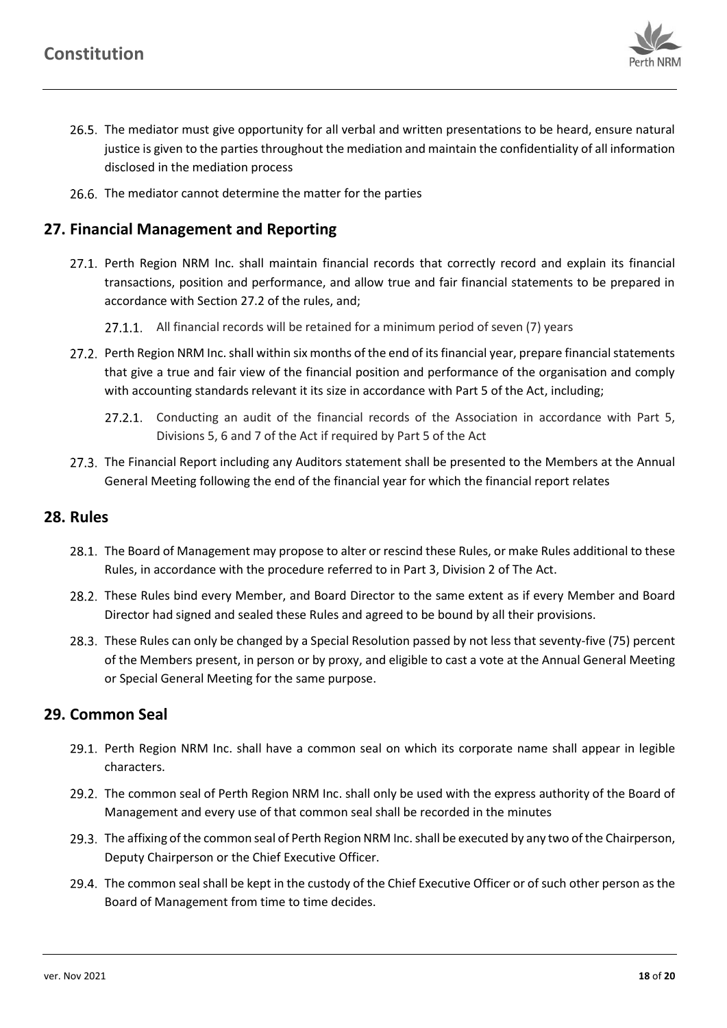26.5. The mediator must give opportunity for all verbal and written presentations to be heard, ensure natural justice is given to the parties throughout the mediation and maintain the confidentiality of all information disclosed in the mediation process

26.6. The mediator cannot determine the matter for the parties

## 27. Financial Management and Reporting

27.1. Perth Region NRM Inc. shall maintain financial records that correctly record and explain its financial transactions, position and performance, and allow true and fair financial statements to be prepared in accordance with Section 27.2 of the rules, and;

27.1.1. All financial records will be retained for a minimum period of seven (7) years

27.2. Perth Region NRM Inc. shall within six months of the end of its financial year, prepare financial statements that give a true and fair view of the financial position and performance of the organisation and comply with accounting standards relevant it its size in accordance with Part 5 of the Act, including;

27.2.1. Conducting an audit of the financial records of the Association in accordance with Part 5, Divisions 5, 6 and 7 of the Act if required by Part 5 of the Act

27.3. The Financial Report including any Auditors statement shall be presented to the Members at the Annual General Meeting following the end of the financial year for which the financial report relates

## 28. Rules

28.1. The Board of Management may propose to alter or rescind these Rules, or make Rules additional to these Rules, in accordance with the procedure referred to in Part 3, Division 2 of The Act.

28.2. These Rules bind every Member, and Board Director to the same extent as if every Member and Board Director had signed and sealed these Rules and agreed to be bound by all their provisions.

28.3. These Rules can only be changed by a Special Resolution passed by not less that seventy-five (75) percent of the Members present, in person or by proxy, and eligible to cast a vote at the Annual General Meeting or Special General Meeting for the same purpose.

## 29. Common Seal

29.1. Perth Region NRM Inc. shall have a common seal on which its corporate name shall appear in legible characters.

29.2. The common seal of Perth Region NRM Inc. shall only be used with the express authority of the Board of Management and every use of that common seal shall be recorded in the minutes

29.3. The affixing of the common seal of Perth Region NRM Inc. shall be executed by any two of the Chairperson, Deputy Chairperson or the Chief Executive Officer.

29.4. The common seal shall be kept in the custody of the Chief Executive Officer or of such other person as the Board of Management from time to time decides.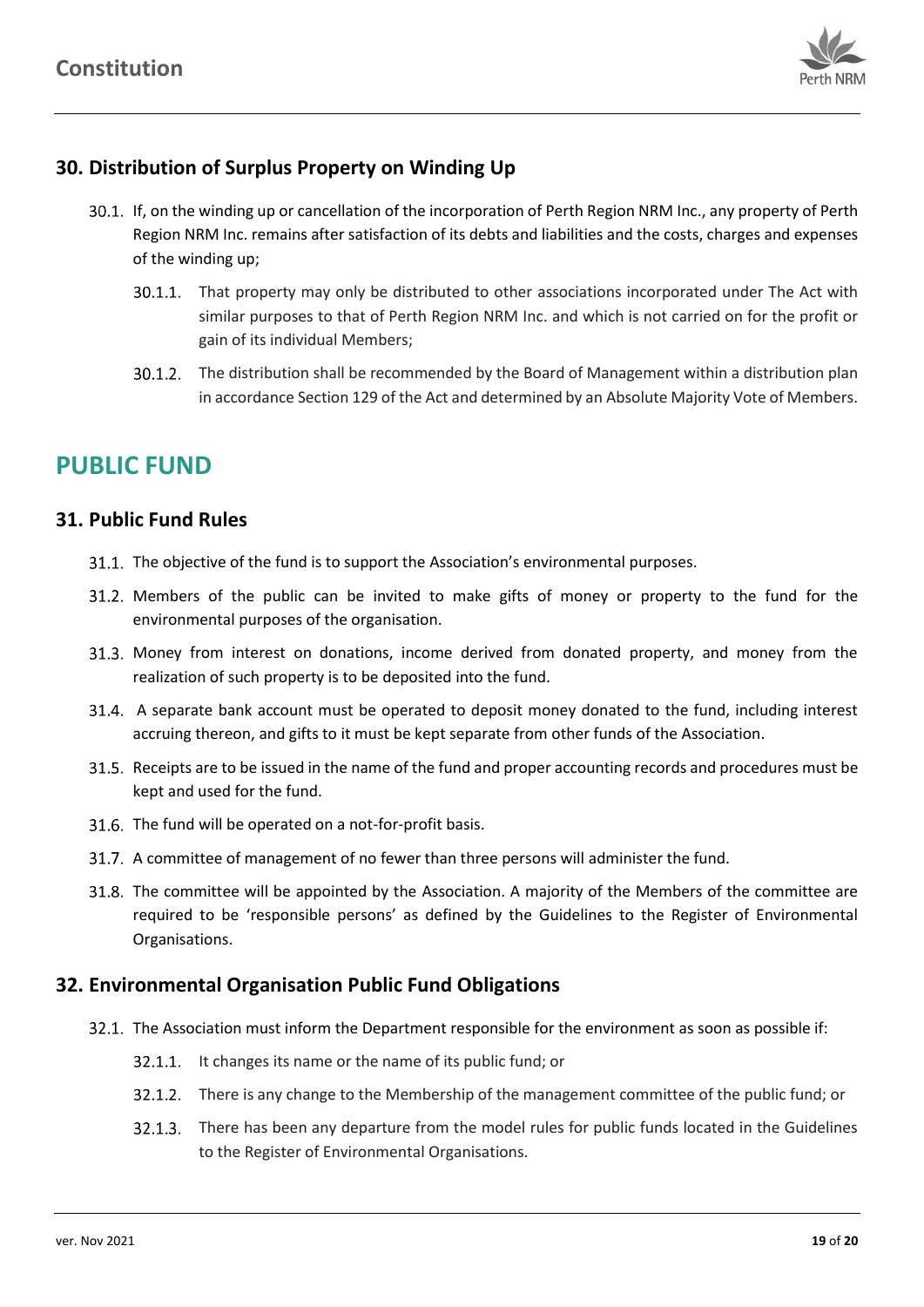## 30. Distribution of Surplus Property on Winding Up

30.1. If, on the winding up or cancellation of the incorporation of Perth Region NRM Inc., any property of Perth Region NRM Inc. remains after satisfaction of its debts and liabilities and the costs, charges and expenses of the winding up;

30.1.1. That property may only be distributed to other associations incorporated under The Act with similar purposes to that of Perth Region NRM Inc. and which is not carried on for the profit or gain of its individual Members;

30.1.2. The distribution shall be recommended by the Board of Management within a distribution plan in accordance Section 129 of the Act and determined by an Absolute Majority Vote of Members.

# PUBLIC FUND

## 31. Public Fund Rules

31.1. The objective of the fund is to support the Association's environmental purposes.

31.2. Members of the public can be invited to make gifts of money or property to the fund for the environmental purposes of the organisation.

31.3. Money from interest on donations, income derived from donated property, and money from the realization of such property is to be deposited into the fund.

31.4. A separate bank account must be operated to deposit money donated to the fund, including interest accruing thereon, and gifts to it must be kept separate from other funds of the Association.

31.5. Receipts are to be issued in the name of the fund and proper accounting records and procedures must be kept and used for the fund.

31.6. The fund will be operated on a not-for-profit basis.

31.7. A committee of management of no fewer than three persons will administer the fund.

31.8. The committee will be appointed by the Association. A majority of the Members of the committee are required to be 'responsible persons' as defined by the Guidelines to the Register of Environmental Organisations.

## 32. Environmental Organisation Public Fund Obligations

32.1. The Association must inform the Department responsible for the environment as soon as possible if:

32.1.1. It changes its name or the name of its public fund; or

32.1.2. There is any change to the Membership of the management committee of the public fund; or

32.1.3. There has been any departure from the model rules for public funds located in the Guidelines to the Register of Environmental Organisations.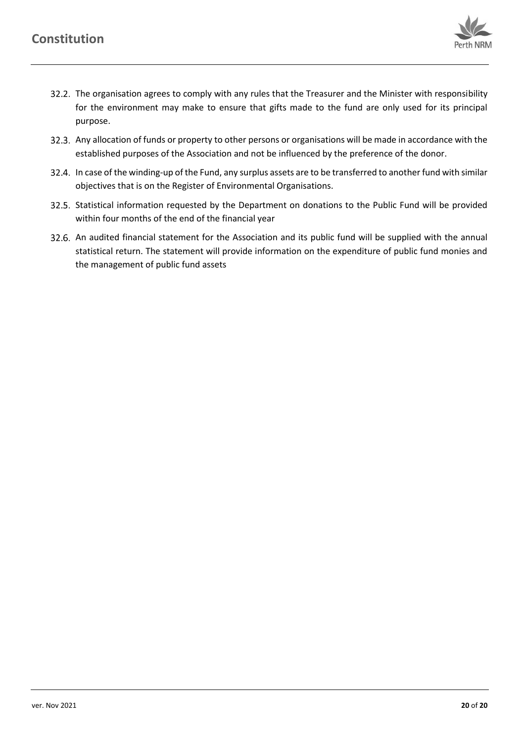32.2. The organisation agrees to comply with any rules that the Treasurer and the Minister with responsibility for the environment may make to ensure that gifts made to the fund are only used for its principal purpose.

32.3. Any allocation of funds or property to other persons or organisations will be made in accordance with the established purposes of the Association and not be influenced by the preference of the donor.

32.4. In case of the winding-up of the Fund, any surplus assets are to be transferred to another fund with similar objectives that is on the Register of Environmental Organisations.

32.5. Statistical information requested by the Department on donations to the Public Fund will be provided within four months of the end of the financial year

32.6. An audited financial statement for the Association and its public fund will be supplied with the annual statistical return. The statement will provide information on the expenditure of public fund monies and the management of public fund assets